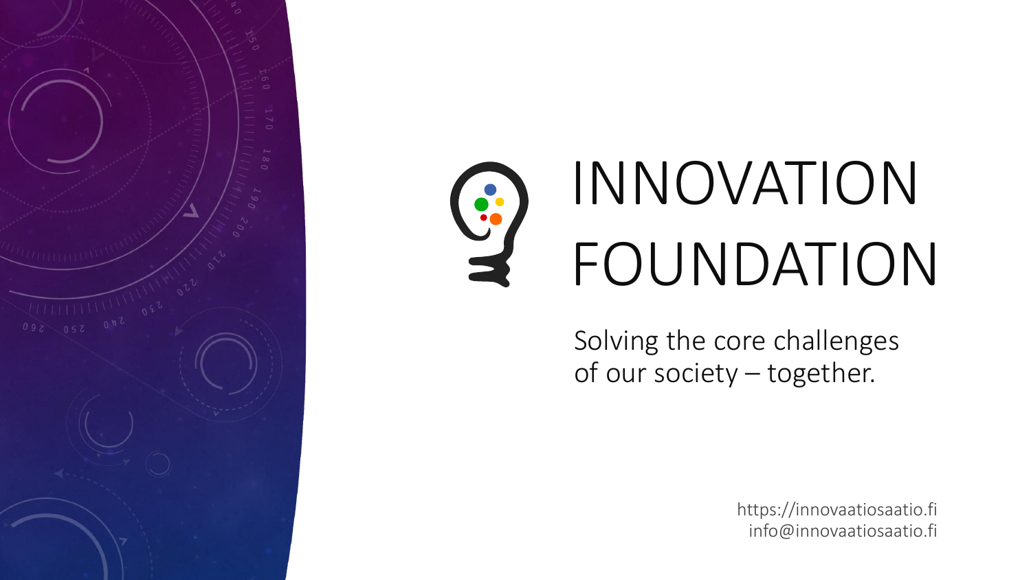# INNOVATION FOUNDATION

Solving the core challenges of our society – together.

https://innovaatiosaatio.fi
info@innovaatiosaatio.fi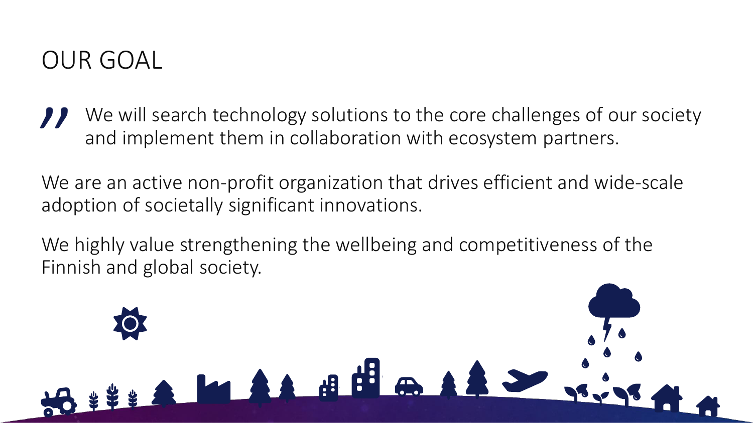# OUR GOAL

> We will search technology solutions to the core challenges of our society and implement them in collaboration with ecosystem partners.

We are an active non-profit organization that drives efficient and wide-scale adoption of societally significant innovations.

We highly value strengthening the wellbeing and competitiveness of the Finnish and global society.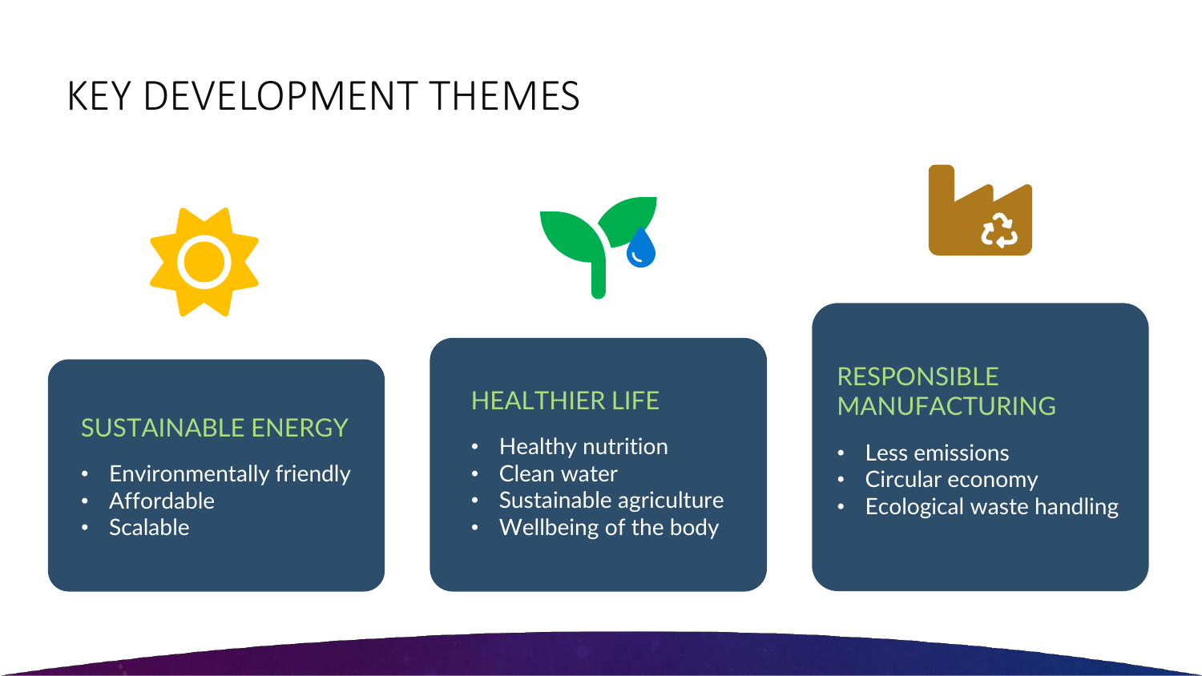# KEY DEVELOPMENT THEMES

## SUSTAINABLE ENERGY

- Environmentally friendly
- Affordable
- Scalable

## HEALTHIER LIFE

- Healthy nutrition
- Clean water
- Sustainable agriculture
- Wellbeing of the body

## RESPONSIBLE MANUFACTURING

- Less emissions
- Circular economy
- Ecological waste handling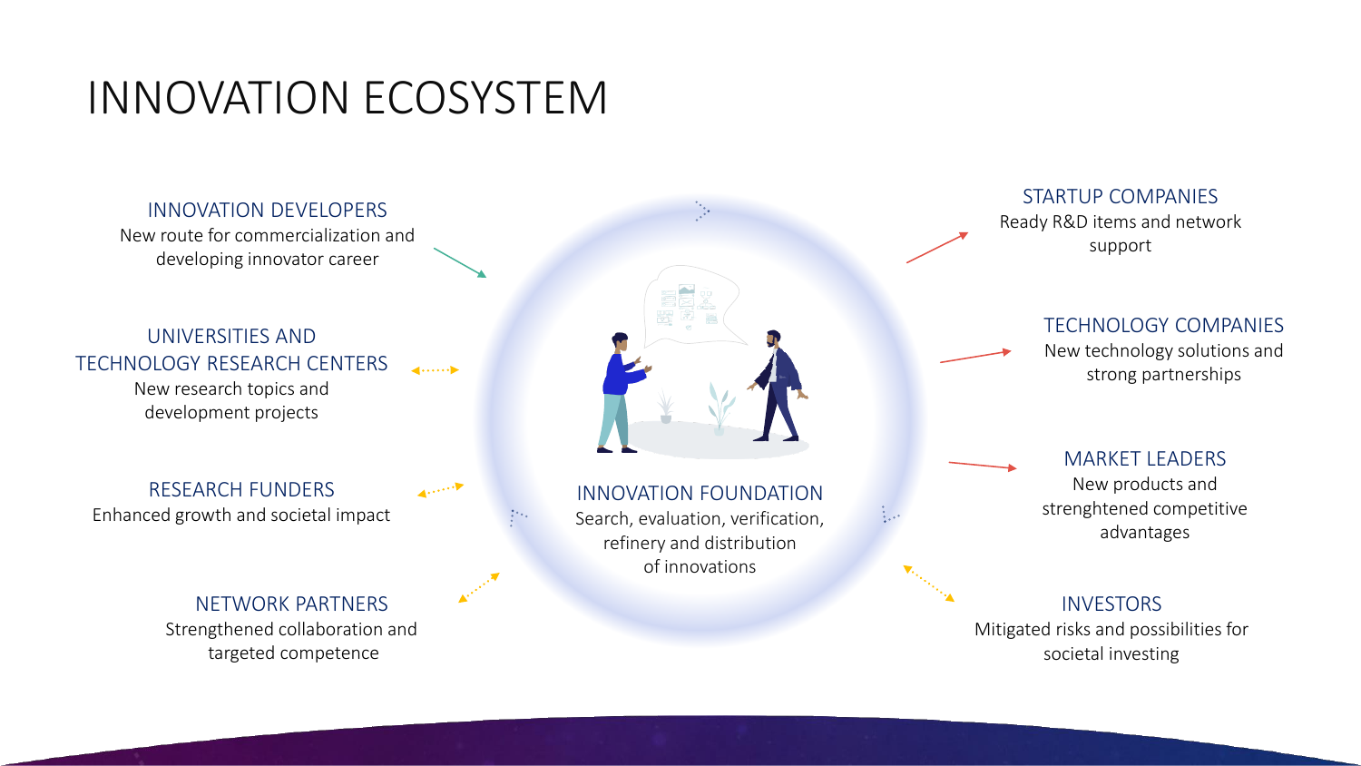# INNOVATION ECOSYSTEM

### INNOVATION DEVELOPERS
New route for commercialization and developing innovator career

### UNIVERSITIES AND TECHNOLOGY RESEARCH CENTERS
New research topics and development projects

### RESEARCH FUNDERS
Enhanced growth and societal impact

### NETWORK PARTNERS
Strengthened collaboration and targeted competence

### INNOVATION FOUNDATION
Search, evaluation, verification, refinery and distribution of innovations

### STARTUP COMPANIES
Ready R&D items and network support

### TECHNOLOGY COMPANIES
New technology solutions and strong partnerships

### MARKET LEADERS
New products and strenghtened competitive advantages

### INVESTORS
Mitigated risks and possibilities for societal investing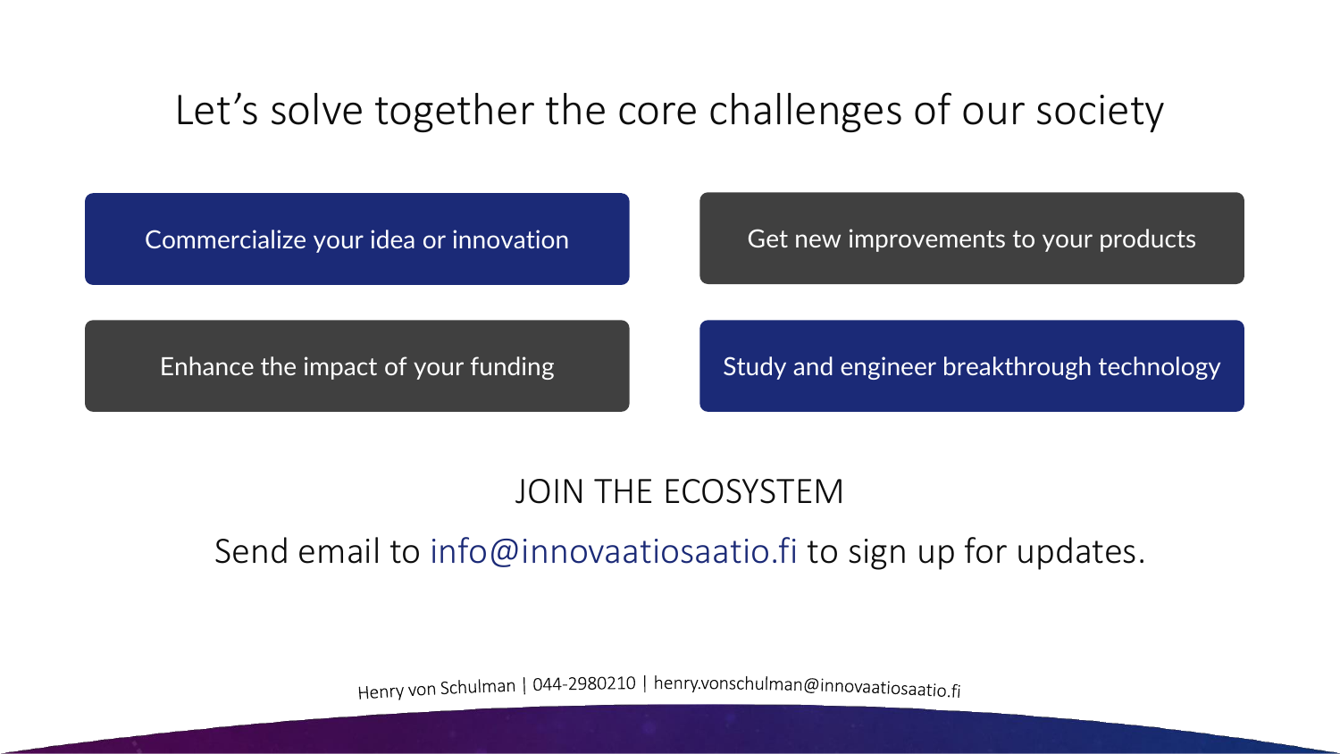# Let's solve together the core challenges of our society

Commercialize your idea or innovation

Get new improvements to your products

Enhance the impact of your funding

Study and engineer breakthrough technology

## JOIN THE ECOSYSTEM

Send email to info@innovaatiosaatio.fi to sign up for updates.

Henry von Schulman | 044-2980210 | henry.vonschulman@innovaatiosaatio.fi